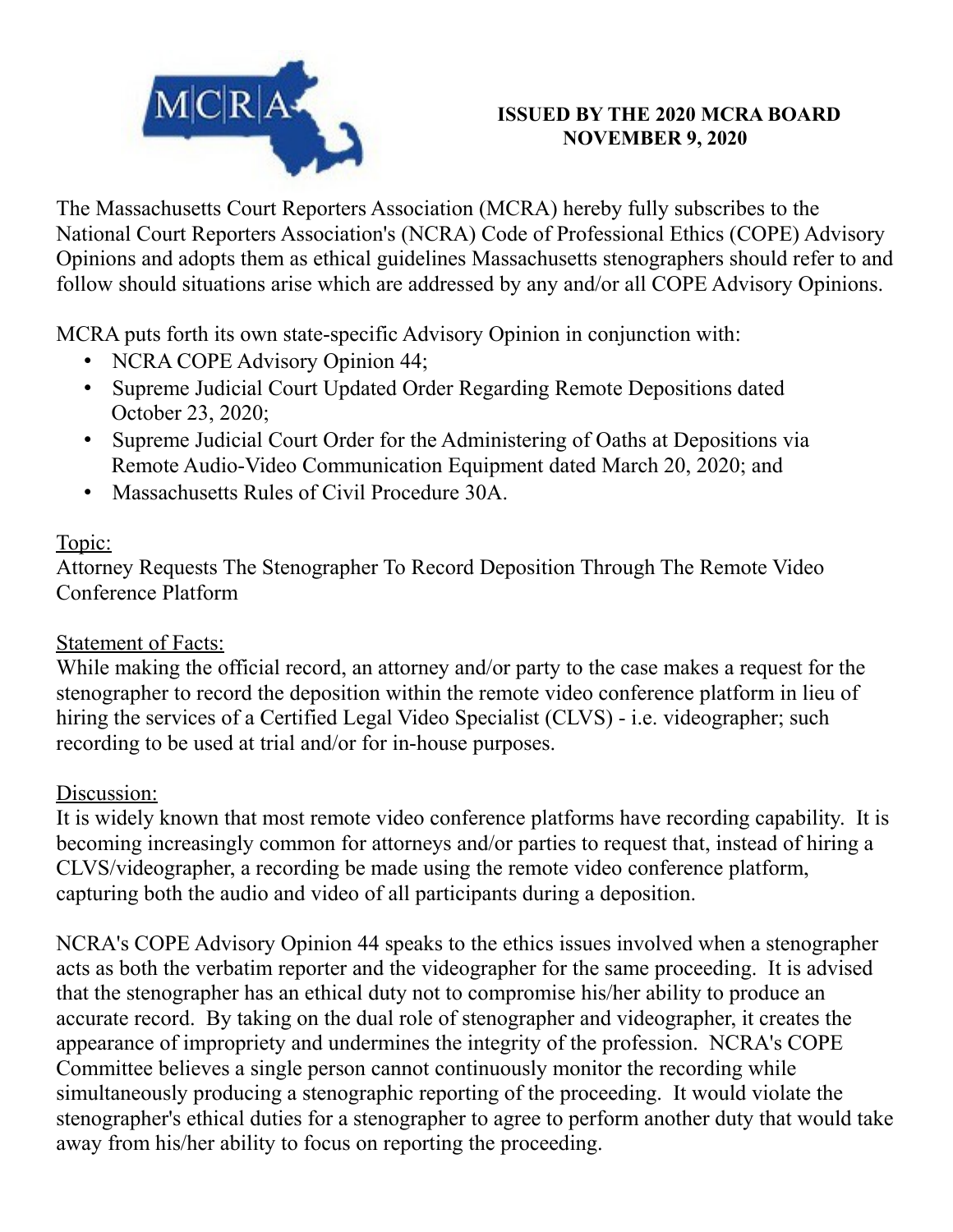**ISSUED BY THE 2020 MCRA BOARD**
**NOVEMBER 9, 2020**

The Massachusetts Court Reporters Association (MCRA) hereby fully subscribes to the National Court Reporters Association's (NCRA) Code of Professional Ethics (COPE) Advisory Opinions and adopts them as ethical guidelines Massachusetts stenographers should refer to and follow should situations arise which are addressed by any and/or all COPE Advisory Opinions.

MCRA puts forth its own state-specific Advisory Opinion in conjunction with:

- NCRA COPE Advisory Opinion 44;
- Supreme Judicial Court Updated Order Regarding Remote Depositions dated October 23, 2020;
- Supreme Judicial Court Order for the Administering of Oaths at Depositions via Remote Audio-Video Communication Equipment dated March 20, 2020; and
- Massachusetts Rules of Civil Procedure 30A.

<u>Topic:</u>
Attorney Requests The Stenographer To Record Deposition Through The Remote Video Conference Platform

<u>Statement of Facts:</u>
While making the official record, an attorney and/or party to the case makes a request for the stenographer to record the deposition within the remote video conference platform in lieu of hiring the services of a Certified Legal Video Specialist (CLVS) - i.e. videographer; such recording to be used at trial and/or for in-house purposes.

<u>Discussion:</u>
It is widely known that most remote video conference platforms have recording capability. It is becoming increasingly common for attorneys and/or parties to request that, instead of hiring a CLVS/videographer, a recording be made using the remote video conference platform, capturing both the audio and video of all participants during a deposition.

NCRA's COPE Advisory Opinion 44 speaks to the ethics issues involved when a stenographer acts as both the verbatim reporter and the videographer for the same proceeding. It is advised that the stenographer has an ethical duty not to compromise his/her ability to produce an accurate record. By taking on the dual role of stenographer and videographer, it creates the appearance of impropriety and undermines the integrity of the profession. NCRA's COPE Committee believes a single person cannot continuously monitor the recording while simultaneously producing a stenographic reporting of the proceeding. It would violate the stenographer's ethical duties for a stenographer to agree to perform another duty that would take away from his/her ability to focus on reporting the proceeding.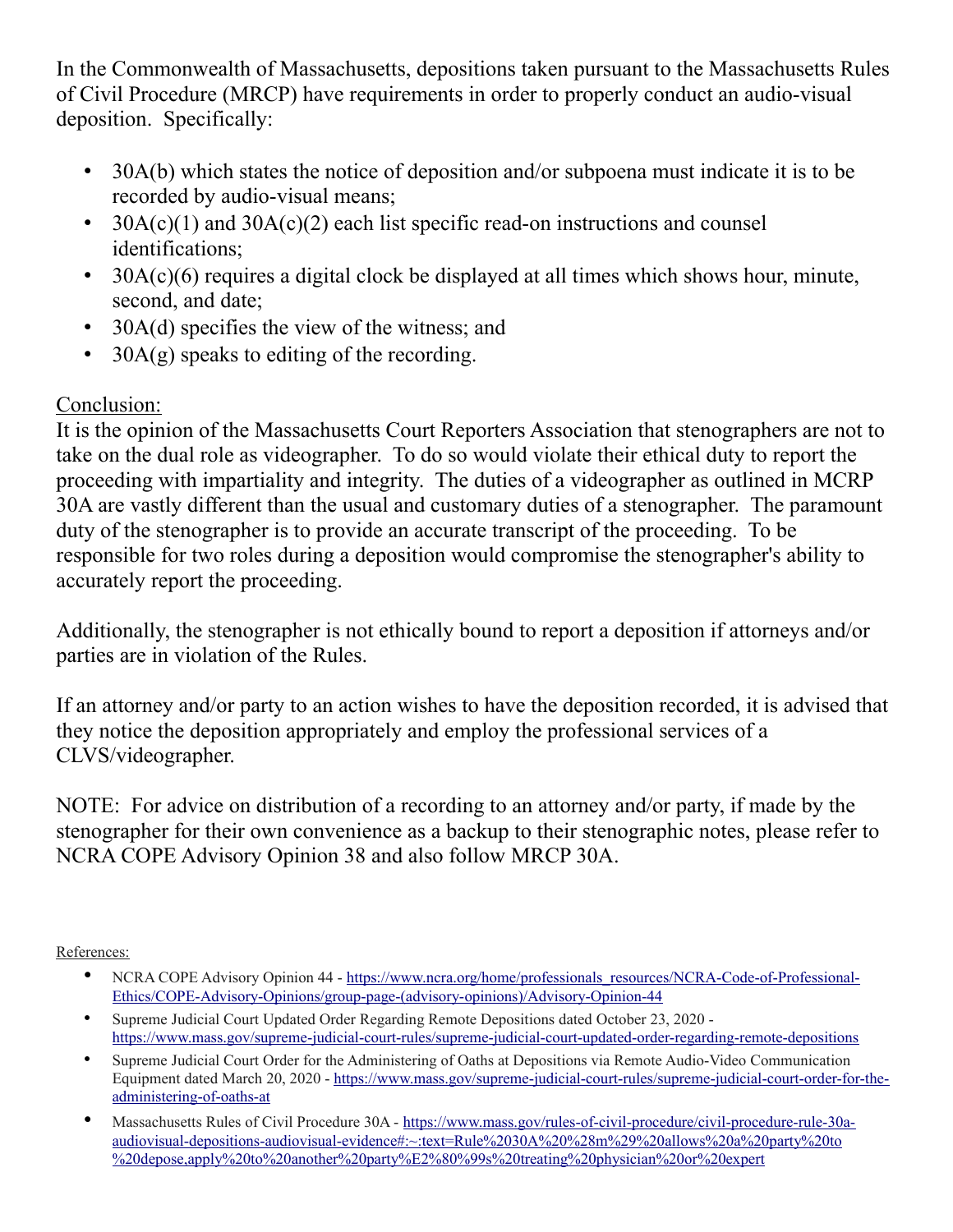In the Commonwealth of Massachusetts, depositions taken pursuant to the Massachusetts Rules of Civil Procedure (MRCP) have requirements in order to properly conduct an audio-visual deposition. Specifically:

- 30A(b) which states the notice of deposition and/or subpoena must indicate it is to be recorded by audio-visual means;
- 30A(c)(1) and 30A(c)(2) each list specific read-on instructions and counsel identifications;
- 30A(c)(6) requires a digital clock be displayed at all times which shows hour, minute, second, and date;
- 30A(d) specifies the view of the witness; and
- 30A(g) speaks to editing of the recording.

<u>Conclusion:</u>

It is the opinion of the Massachusetts Court Reporters Association that stenographers are not to take on the dual role as videographer. To do so would violate their ethical duty to report the proceeding with impartiality and integrity. The duties of a videographer as outlined in MCRP 30A are vastly different than the usual and customary duties of a stenographer. The paramount duty of the stenographer is to provide an accurate transcript of the proceeding. To be responsible for two roles during a deposition would compromise the stenographer's ability to accurately report the proceeding.

Additionally, the stenographer is not ethically bound to report a deposition if attorneys and/or parties are in violation of the Rules.

If an attorney and/or party to an action wishes to have the deposition recorded, it is advised that they notice the deposition appropriately and employ the professional services of a CLVS/videographer.

NOTE: For advice on distribution of a recording to an attorney and/or party, if made by the stenographer for their own convenience as a backup to their stenographic notes, please refer to NCRA COPE Advisory Opinion 38 and also follow MRCP 30A.

<u>References:</u>

- NCRA COPE Advisory Opinion 44 - https://www.ncra.org/home/professionals_resources/NCRA-Code-of-Professional-Ethics/COPE-Advisory-Opinions/group-page-(advisory-opinions)/Advisory-Opinion-44
- Supreme Judicial Court Updated Order Regarding Remote Depositions dated October 23, 2020 - https://www.mass.gov/supreme-judicial-court-rules/supreme-judicial-court-updated-order-regarding-remote-depositions
- Supreme Judicial Court Order for the Administering of Oaths at Depositions via Remote Audio-Video Communication Equipment dated March 20, 2020 - https://www.mass.gov/supreme-judicial-court-rules/supreme-judicial-court-order-for-the-administering-of-oaths-at
- Massachusetts Rules of Civil Procedure 30A - https://www.mass.gov/rules-of-civil-procedure/civil-procedure-rule-30a-audiovisual-depositions-audiovisual-evidence#:~:text=Rule%2030A%20%28m%29%20allows%20a%20party%20to%20depose,apply%20to%20another%20party%E2%80%99s%20treating%20physician%20or%20expert